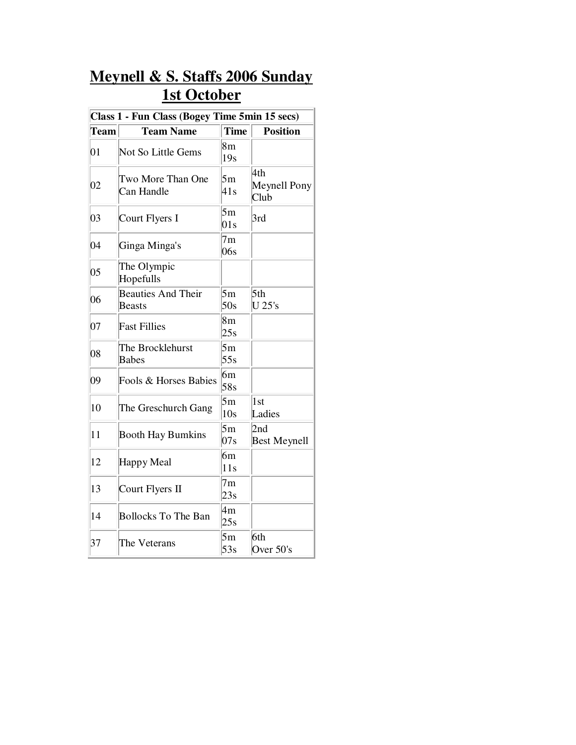# Meynell & S. Staffs 2006 Sunday 1st October

| Class 1 - Fun Class (Bogey Time 5min 15 secs) | | | |
|---|---|---|---|
| **Team** | **Team Name** | **Time** | **Position** |
| 01 | Not So Little Gems | 8m 19s | |
| 02 | Two More Than One Can Handle | 5m 41s | 4th Meynell Pony Club |
| 03 | Court Flyers I | 5m 01s | 3rd |
| 04 | Ginga Minga's | 7m 06s | |
| 05 | The Olympic Hopefulls | | |
| 06 | Beauties And Their Beasts | 5m 50s | 5th U 25's |
| 07 | Fast Fillies | 8m 25s | |
| 08 | The Brocklehurst Babes | 5m 55s | |
| 09 | Fools & Horses Babies | 6m 58s | |
| 10 | The Greschurch Gang | 5m 10s | 1st Ladies |
| 11 | Booth Hay Bumkins | 5m 07s | 2nd Best Meynell |
| 12 | Happy Meal | 6m 11s | |
| 13 | Court Flyers II | 7m 23s | |
| 14 | Bollocks To The Ban | 4m 25s | |
| 37 | The Veterans | 5m 53s | 6th Over 50's |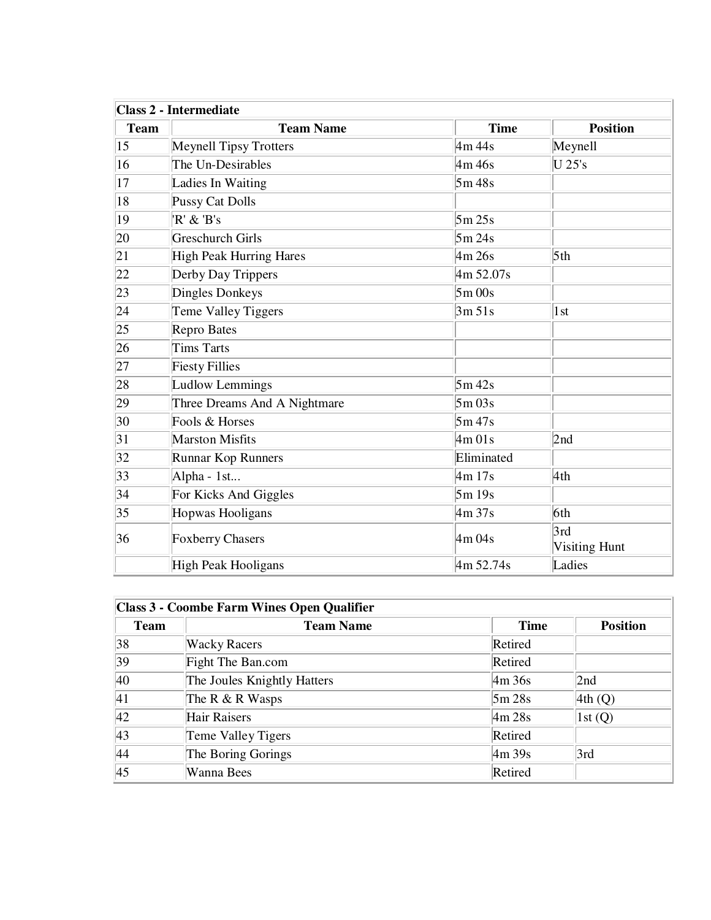| Class 2 - Intermediate | | | |
| --- | --- | --- | --- |
| **Team** | **Team Name** | **Time** | **Position** |
| 15 | Meynell Tipsy Trotters | 4m 44s | Meynell |
| 16 | The Un-Desirables | 4m 46s | U 25's |
| 17 | Ladies In Waiting | 5m 48s | |
| 18 | Pussy Cat Dolls | | |
| 19 | 'R' & 'B's | 5m 25s | |
| 20 | Greschurch Girls | 5m 24s | |
| 21 | High Peak Hurring Hares | 4m 26s | 5th |
| 22 | Derby Day Trippers | 4m 52.07s | |
| 23 | Dingles Donkeys | 5m 00s | |
| 24 | Teme Valley Tiggers | 3m 51s | 1st |
| 25 | Repro Bates | | |
| 26 | Tims Tarts | | |
| 27 | Fiesty Fillies | | |
| 28 | Ludlow Lemmings | 5m 42s | |
| 29 | Three Dreams And A Nightmare | 5m 03s | |
| 30 | Fools & Horses | 5m 47s | |
| 31 | Marston Misfits | 4m 01s | 2nd |
| 32 | Runnar Kop Runners | Eliminated | |
| 33 | Alpha - 1st... | 4m 17s | 4th |
| 34 | For Kicks And Giggles | 5m 19s | |
| 35 | Hopwas Hooligans | 4m 37s | 6th |
| 36 | Foxberry Chasers | 4m 04s | 3rd<br>Visiting Hunt |
| | High Peak Hooligans | 4m 52.74s | Ladies |

| Class 3 - Coombe Farm Wines Open Qualifier | | | |
| --- | --- | --- | --- |
| **Team** | **Team Name** | **Time** | **Position** |
| 38 | Wacky Racers | Retired | |
| 39 | Fight The Ban.com | Retired | |
| 40 | The Joules Knightly Hatters | 4m 36s | 2nd |
| 41 | The R & R Wasps | 5m 28s | 4th (Q) |
| 42 | Hair Raisers | 4m 28s | 1st (Q) |
| 43 | Teme Valley Tigers | Retired | |
| 44 | The Boring Gorings | 4m 39s | 3rd |
| 45 | Wanna Bees | Retired | |